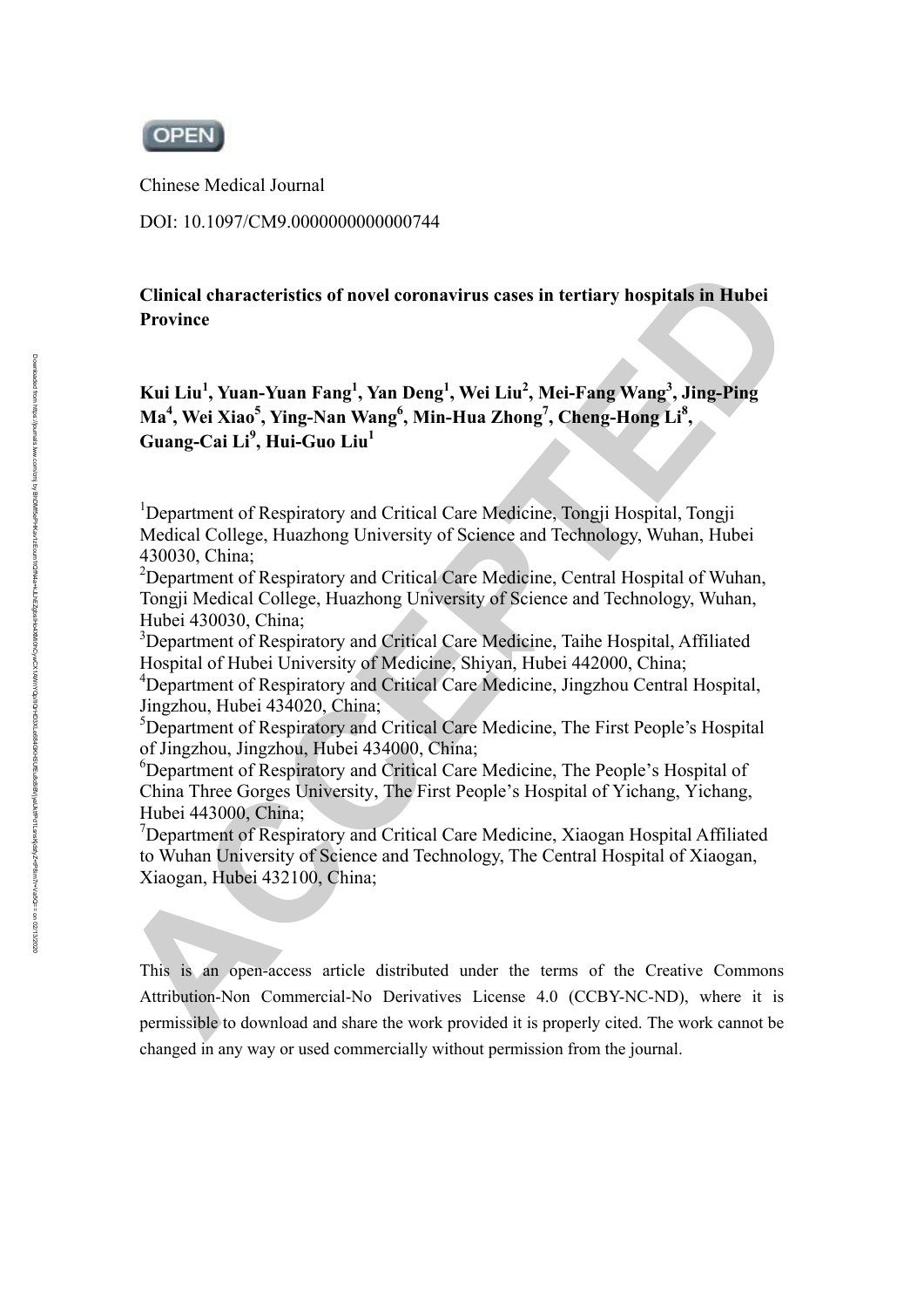OPEN

Chinese Medical Journal

DOI: 10.1097/CM9.0000000000000744

**Clinical characteristics of novel coronavirus cases in tertiary hospitals in Hubei Province**

**Kui Liu[1], Yuan-Yuan Fang[1], Yan Deng[1], Wei Liu[2], Mei-Fang Wang[3], Jing-Ping Ma[4], Wei Xiao[5], Ying-Nan Wang[6], Min-Hua Zhong[7], Cheng-Hong Li[8], Guang-Cai Li[9], Hui-Guo Liu[1]**

[1]Department of Respiratory and Critical Care Medicine, Tongji Hospital, Tongji Medical College, Huazhong University of Science and Technology, Wuhan, Hubei 430030, China;

[2]Department of Respiratory and Critical Care Medicine, Central Hospital of Wuhan, Tongji Medical College, Huazhong University of Science and Technology, Wuhan, Hubei 430030, China;

[3]Department of Respiratory and Critical Care Medicine, Taihe Hospital, Affiliated Hospital of Hubei University of Medicine, Shiyan, Hubei 442000, China;

[4]Department of Respiratory and Critical Care Medicine, Jingzhou Central Hospital, Jingzhou, Hubei 434020, China;

[5]Department of Respiratory and Critical Care Medicine, The First People's Hospital of Jingzhou, Jingzhou, Hubei 434000, China;

[6]Department of Respiratory and Critical Care Medicine, The People's Hospital of China Three Gorges University, The First People's Hospital of Yichang, Yichang, Hubei 443000, China;

[7]Department of Respiratory and Critical Care Medicine, Xiaogan Hospital Affiliated to Wuhan University of Science and Technology, The Central Hospital of Xiaogan, Xiaogan, Hubei 432100, China;

This is an open-access article distributed under the terms of the Creative Commons Attribution-Non Commercial-No Derivatives License 4.0 (CCBY-NC-ND), where it is permissible to download and share the work provided it is properly cited. The work cannot be changed in any way or used commercially without permission from the journal.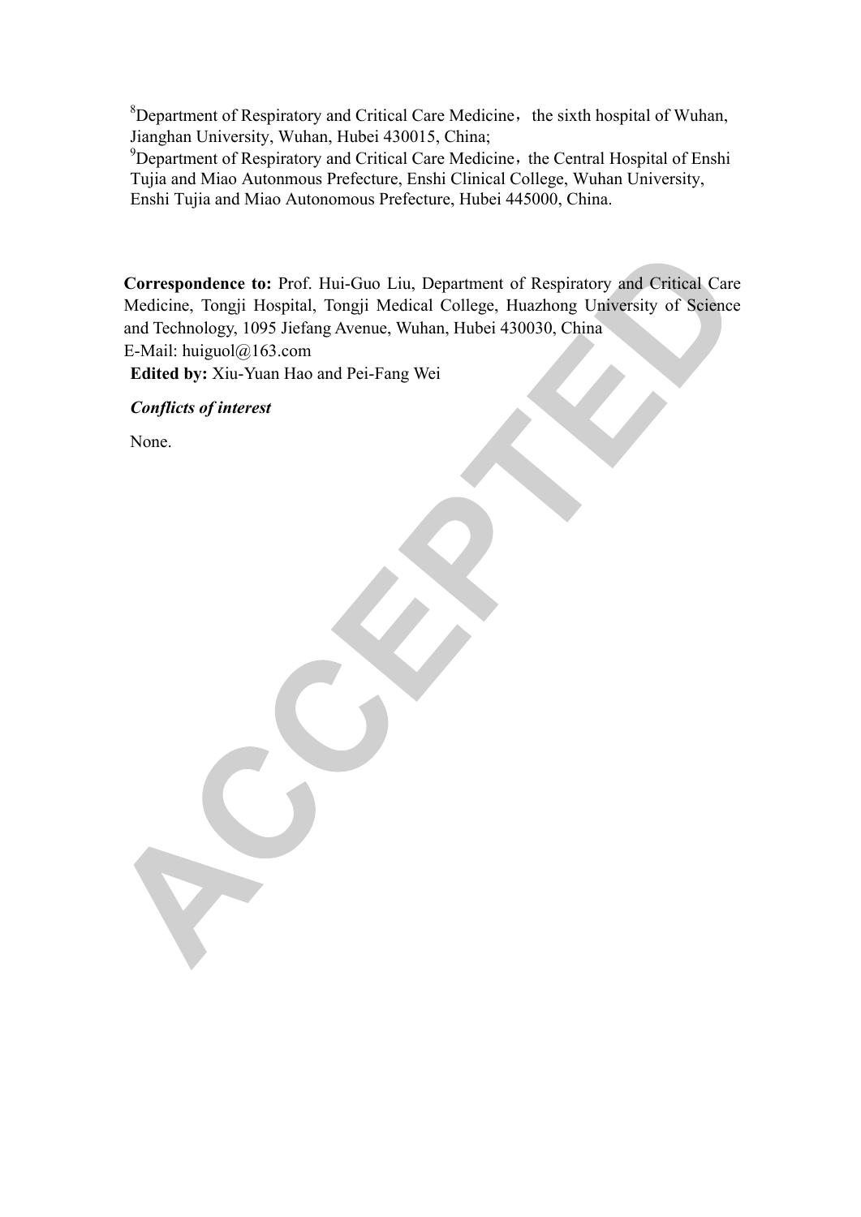[8]Department of Respiratory and Critical Care Medicine， the sixth hospital of Wuhan, Jianghan University, Wuhan, Hubei 430015, China;

[9]Department of Respiratory and Critical Care Medicine，the Central Hospital of Enshi Tujia and Miao Autonmous Prefecture, Enshi Clinical College, Wuhan University, Enshi Tujia and Miao Autonomous Prefecture, Hubei 445000, China.

**Correspondence to:** Prof. Hui-Guo Liu, Department of Respiratory and Critical Care Medicine, Tongji Hospital, Tongji Medical College, Huazhong University of Science and Technology, 1095 Jiefang Avenue, Wuhan, Hubei 430030, China

E-Mail: huiguol@163.com

**Edited by:** Xiu-Yuan Hao and Pei-Fang Wei

***Conflicts of interest***

None.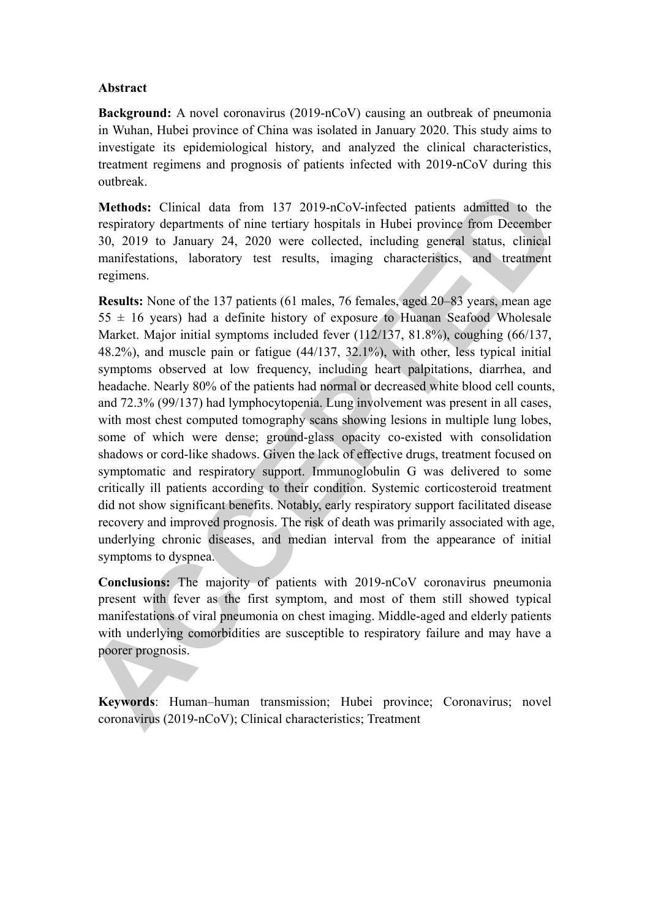## Abstract

**Background:** A novel coronavirus (2019-nCoV) causing an outbreak of pneumonia in Wuhan, Hubei province of China was isolated in January 2020. This study aims to investigate its epidemiological history, and analyzed the clinical characteristics, treatment regimens and prognosis of patients infected with 2019-nCoV during this outbreak.

**Methods:** Clinical data from 137 2019-nCoV-infected patients admitted to the respiratory departments of nine tertiary hospitals in Hubei province from December 30, 2019 to January 24, 2020 were collected, including general status, clinical manifestations, laboratory test results, imaging characteristics, and treatment regimens.

**Results:** None of the 137 patients (61 males, 76 females, aged 20–83 years, mean age 55 ± 16 years) had a definite history of exposure to Huanan Seafood Wholesale Market. Major initial symptoms included fever (112/137, 81.8%), coughing (66/137, 48.2%), and muscle pain or fatigue (44/137, 32.1%), with other, less typical initial symptoms observed at low frequency, including heart palpitations, diarrhea, and headache. Nearly 80% of the patients had normal or decreased white blood cell counts, and 72.3% (99/137) had lymphocytopenia. Lung involvement was present in all cases, with most chest computed tomography scans showing lesions in multiple lung lobes, some of which were dense; ground-glass opacity co-existed with consolidation shadows or cord-like shadows. Given the lack of effective drugs, treatment focused on symptomatic and respiratory support. Immunoglobulin G was delivered to some critically ill patients according to their condition. Systemic corticosteroid treatment did not show significant benefits. Notably, early respiratory support facilitated disease recovery and improved prognosis. The risk of death was primarily associated with age, underlying chronic diseases, and median interval from the appearance of initial symptoms to dyspnea.

**Conclusions:** The majority of patients with 2019-nCoV coronavirus pneumonia present with fever as the first symptom, and most of them still showed typical manifestations of viral pneumonia on chest imaging. Middle-aged and elderly patients with underlying comorbidities are susceptible to respiratory failure and may have a poorer prognosis.

**Keywords**: Human–human transmission; Hubei province; Coronavirus; novel coronavirus (2019-nCoV); Clinical characteristics; Treatment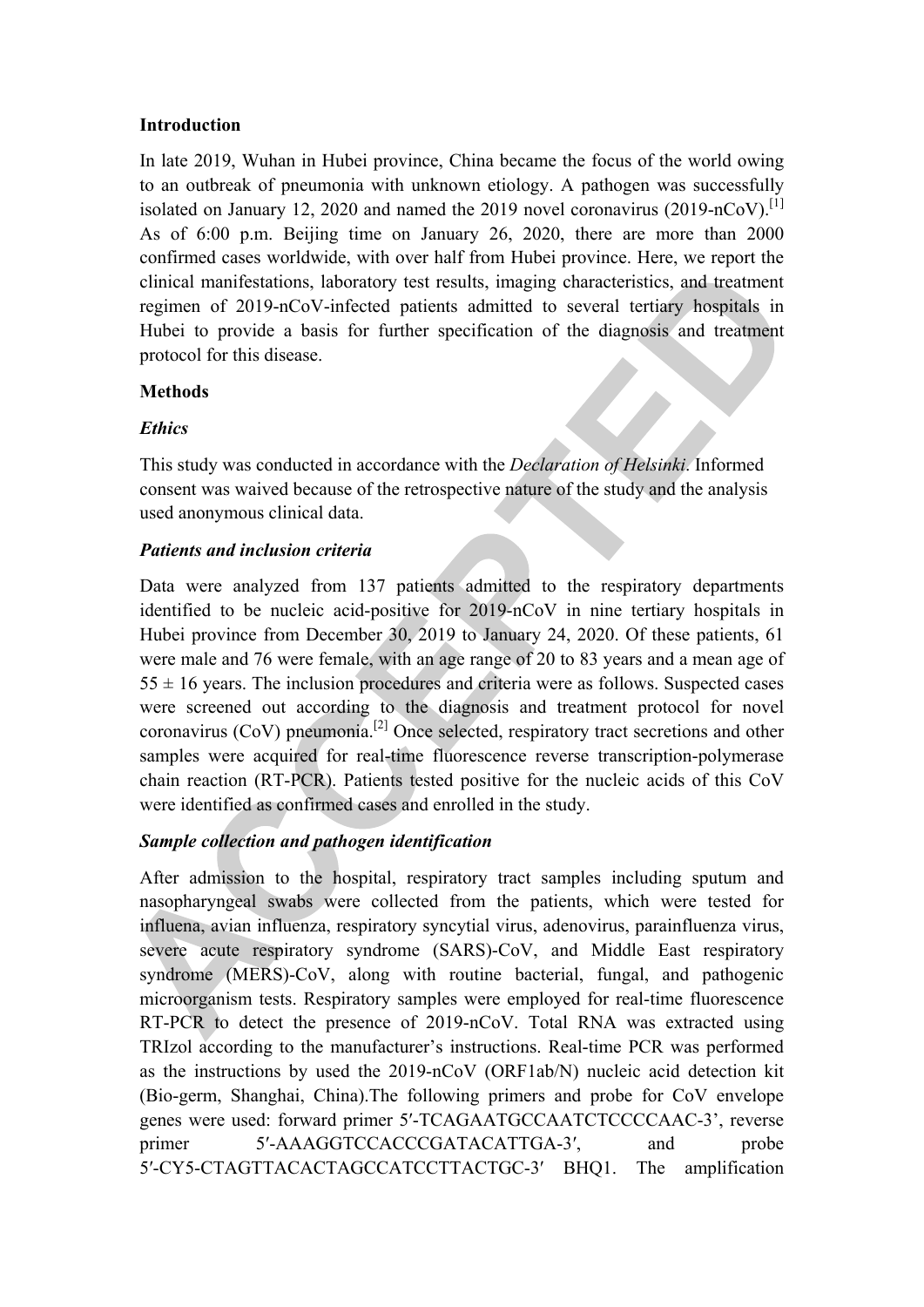### Introduction

In late 2019, Wuhan in Hubei province, China became the focus of the world owing to an outbreak of pneumonia with unknown etiology. A pathogen was successfully isolated on January 12, 2020 and named the 2019 novel coronavirus (2019-nCoV).[1] As of 6:00 p.m. Beijing time on January 26, 2020, there are more than 2000 confirmed cases worldwide, with over half from Hubei province. Here, we report the clinical manifestations, laboratory test results, imaging characteristics, and treatment regimen of 2019-nCoV-infected patients admitted to several tertiary hospitals in Hubei to provide a basis for further specification of the diagnosis and treatment protocol for this disease.

### Methods

#### *Ethics*

This study was conducted in accordance with the *Declaration of Helsinki*. Informed consent was waived because of the retrospective nature of the study and the analysis used anonymous clinical data.

#### *Patients and inclusion criteria*

Data were analyzed from 137 patients admitted to the respiratory departments identified to be nucleic acid-positive for 2019-nCoV in nine tertiary hospitals in Hubei province from December 30, 2019 to January 24, 2020. Of these patients, 61 were male and 76 were female, with an age range of 20 to 83 years and a mean age of $55 \pm 16$ years. The inclusion procedures and criteria were as follows. Suspected cases were screened out according to the diagnosis and treatment protocol for novel coronavirus (CoV) pneumonia.[2] Once selected, respiratory tract secretions and other samples were acquired for real-time fluorescence reverse transcription-polymerase chain reaction (RT-PCR). Patients tested positive for the nucleic acids of this CoV were identified as confirmed cases and enrolled in the study.

#### *Sample collection and pathogen identification*

After admission to the hospital, respiratory tract samples including sputum and nasopharyngeal swabs were collected from the patients, which were tested for influena, avian influenza, respiratory syncytial virus, adenovirus, parainfluenza virus, severe acute respiratory syndrome (SARS)-CoV, and Middle East respiratory syndrome (MERS)-CoV, along with routine bacterial, fungal, and pathogenic microorganism tests. Respiratory samples were employed for real-time fluorescence RT-PCR to detect the presence of 2019-nCoV. Total RNA was extracted using TRIzol according to the manufacturer's instructions. Real-time PCR was performed as the instructions by used the 2019-nCoV (ORF1ab/N) nucleic acid detection kit (Bio-germ, Shanghai, China).The following primers and probe for CoV envelope genes were used: forward primer 5′-TCAGAATGCCAATCTCCCCAAC-3', reverse primer 5′-AAAGGTCCACCCGATACATTGA-3′, and probe 5′-CY5-CTAGTTACACTAGCCATCCTTACTGC-3′ BHQ1. The amplification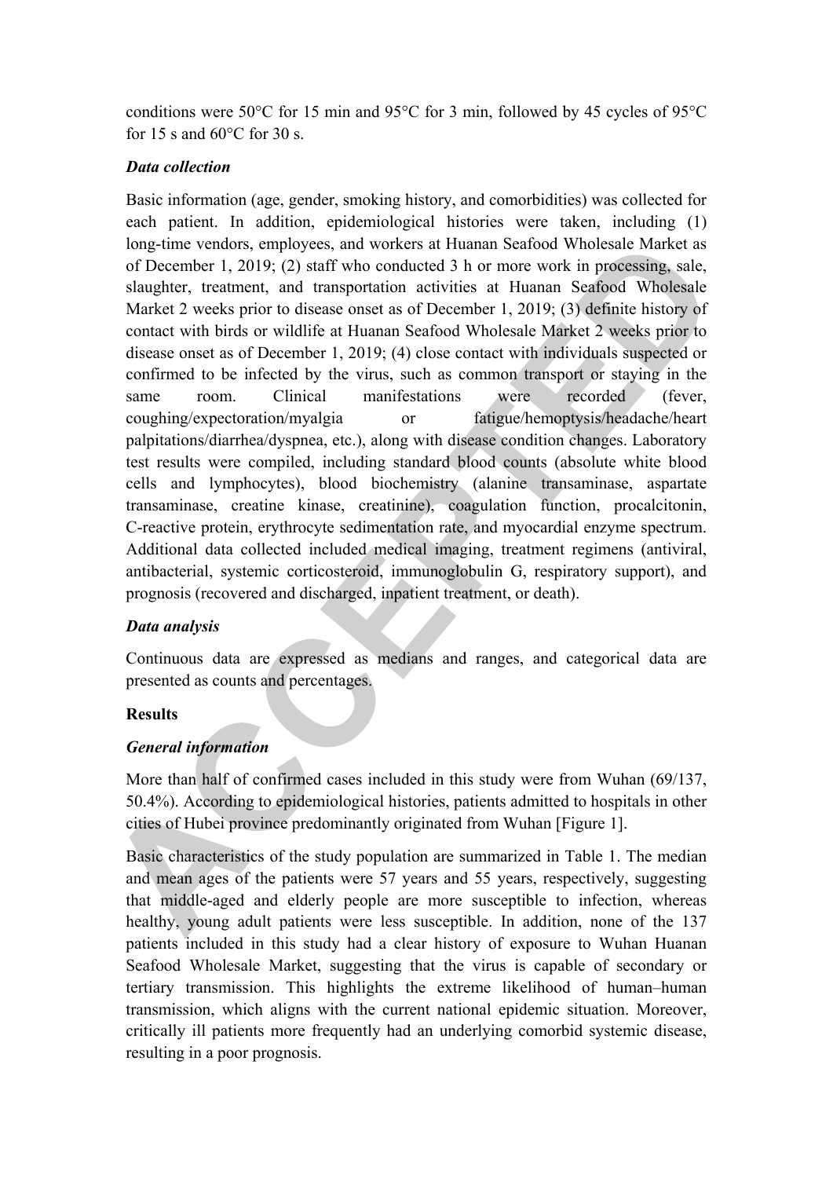conditions were 50°C for 15 min and 95°C for 3 min, followed by 45 cycles of 95°C for 15 s and 60°C for 30 s.

### *Data collection*

Basic information (age, gender, smoking history, and comorbidities) was collected for each patient. In addition, epidemiological histories were taken, including (1) long-time vendors, employees, and workers at Huanan Seafood Wholesale Market as of December 1, 2019; (2) staff who conducted 3 h or more work in processing, sale, slaughter, treatment, and transportation activities at Huanan Seafood Wholesale Market 2 weeks prior to disease onset as of December 1, 2019; (3) definite history of contact with birds or wildlife at Huanan Seafood Wholesale Market 2 weeks prior to disease onset as of December 1, 2019; (4) close contact with individuals suspected or confirmed to be infected by the virus, such as common transport or staying in the same room. Clinical manifestations were recorded (fever, coughing/expectoration/myalgia or fatigue/hemoptysis/headache/heart palpitations/diarrhea/dyspnea, etc.), along with disease condition changes. Laboratory test results were compiled, including standard blood counts (absolute white blood cells and lymphocytes), blood biochemistry (alanine transaminase, aspartate transaminase, creatine kinase, creatinine), coagulation function, procalcitonin, C-reactive protein, erythrocyte sedimentation rate, and myocardial enzyme spectrum. Additional data collected included medical imaging, treatment regimens (antiviral, antibacterial, systemic corticosteroid, immunoglobulin G, respiratory support), and prognosis (recovered and discharged, inpatient treatment, or death).

### *Data analysis*

Continuous data are expressed as medians and ranges, and categorical data are presented as counts and percentages.

## **Results**

### *General information*

More than half of confirmed cases included in this study were from Wuhan (69/137, 50.4%). According to epidemiological histories, patients admitted to hospitals in other cities of Hubei province predominantly originated from Wuhan [Figure 1].

Basic characteristics of the study population are summarized in Table 1. The median and mean ages of the patients were 57 years and 55 years, respectively, suggesting that middle-aged and elderly people are more susceptible to infection, whereas healthy, young adult patients were less susceptible. In addition, none of the 137 patients included in this study had a clear history of exposure to Wuhan Huanan Seafood Wholesale Market, suggesting that the virus is capable of secondary or tertiary transmission. This highlights the extreme likelihood of human–human transmission, which aligns with the current national epidemic situation. Moreover, critically ill patients more frequently had an underlying comorbid systemic disease, resulting in a poor prognosis.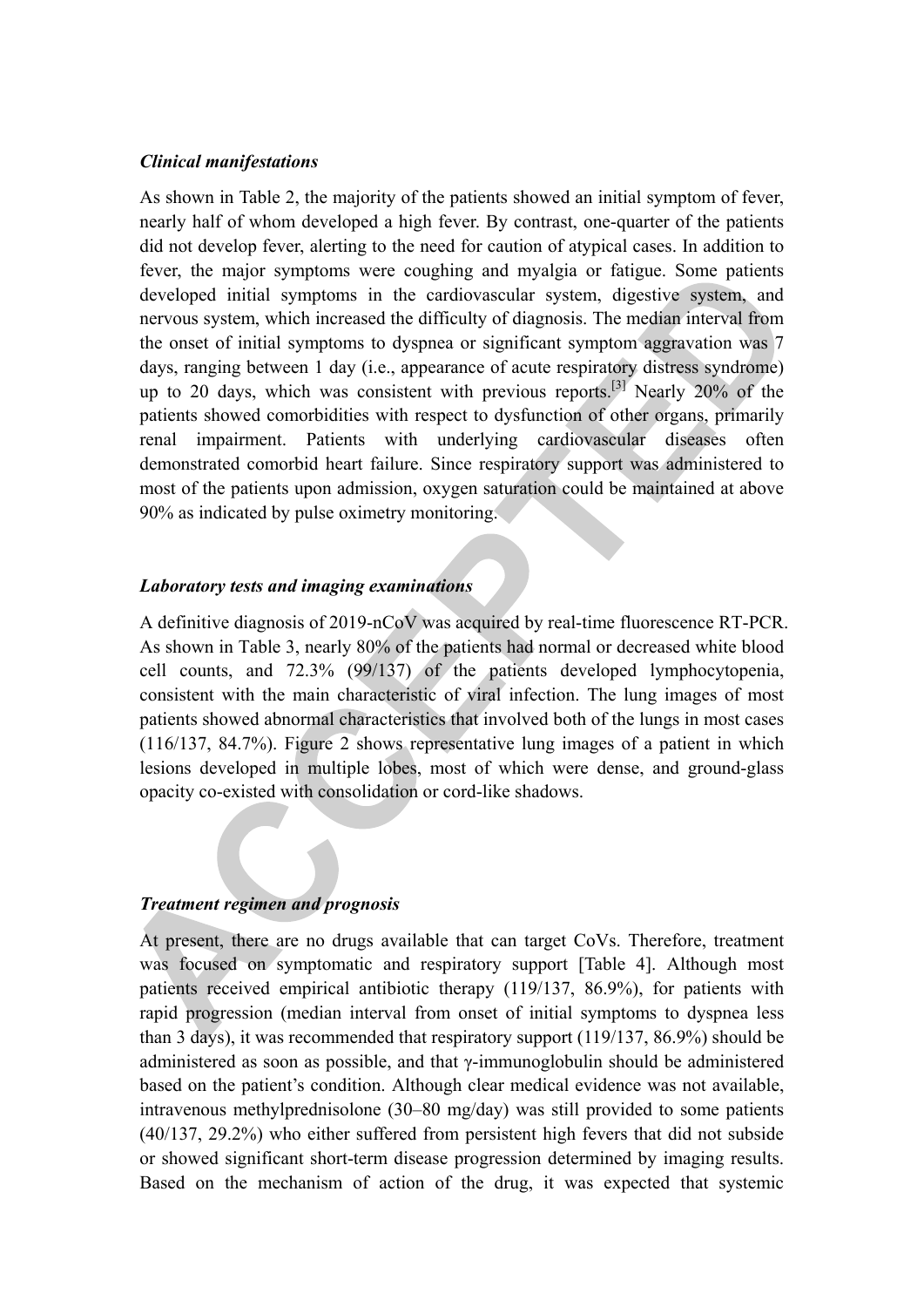### *Clinical manifestations*

As shown in Table 2, the majority of the patients showed an initial symptom of fever, nearly half of whom developed a high fever. By contrast, one-quarter of the patients did not develop fever, alerting to the need for caution of atypical cases. In addition to fever, the major symptoms were coughing and myalgia or fatigue. Some patients developed initial symptoms in the cardiovascular system, digestive system, and nervous system, which increased the difficulty of diagnosis. The median interval from the onset of initial symptoms to dyspnea or significant symptom aggravation was 7 days, ranging between 1 day (i.e., appearance of acute respiratory distress syndrome) up to 20 days, which was consistent with previous reports.[3] Nearly 20% of the patients showed comorbidities with respect to dysfunction of other organs, primarily renal impairment. Patients with underlying cardiovascular diseases often demonstrated comorbid heart failure. Since respiratory support was administered to most of the patients upon admission, oxygen saturation could be maintained at above 90% as indicated by pulse oximetry monitoring.

### *Laboratory tests and imaging examinations*

A definitive diagnosis of 2019-nCoV was acquired by real-time fluorescence RT-PCR. As shown in Table 3, nearly 80% of the patients had normal or decreased white blood cell counts, and 72.3% (99/137) of the patients developed lymphocytopenia, consistent with the main characteristic of viral infection. The lung images of most patients showed abnormal characteristics that involved both of the lungs in most cases (116/137, 84.7%). Figure 2 shows representative lung images of a patient in which lesions developed in multiple lobes, most of which were dense, and ground-glass opacity co-existed with consolidation or cord-like shadows.

### *Treatment regimen and prognosis*

At present, there are no drugs available that can target CoVs. Therefore, treatment was focused on symptomatic and respiratory support [Table 4]. Although most patients received empirical antibiotic therapy (119/137, 86.9%), for patients with rapid progression (median interval from onset of initial symptoms to dyspnea less than 3 days), it was recommended that respiratory support (119/137, 86.9%) should be administered as soon as possible, and that γ-immunoglobulin should be administered based on the patient's condition. Although clear medical evidence was not available, intravenous methylprednisolone (30–80 mg/day) was still provided to some patients (40/137, 29.2%) who either suffered from persistent high fevers that did not subside or showed significant short-term disease progression determined by imaging results. Based on the mechanism of action of the drug, it was expected that systemic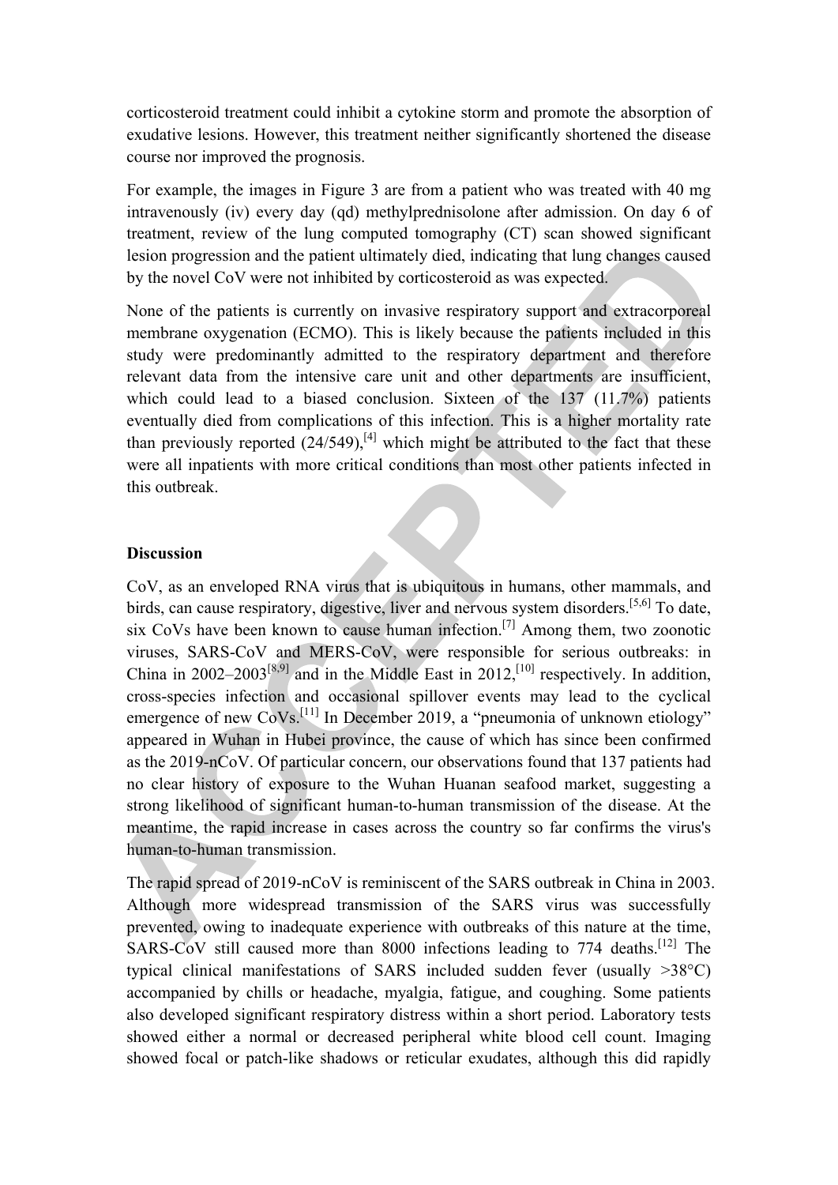corticosteroid treatment could inhibit a cytokine storm and promote the absorption of exudative lesions. However, this treatment neither significantly shortened the disease course nor improved the prognosis.

For example, the images in Figure 3 are from a patient who was treated with 40 mg intravenously (iv) every day (qd) methylprednisolone after admission. On day 6 of treatment, review of the lung computed tomography (CT) scan showed significant lesion progression and the patient ultimately died, indicating that lung changes caused by the novel CoV were not inhibited by corticosteroid as was expected.

None of the patients is currently on invasive respiratory support and extracorporeal membrane oxygenation (ECMO). This is likely because the patients included in this study were predominantly admitted to the respiratory department and therefore relevant data from the intensive care unit and other departments are insufficient, which could lead to a biased conclusion. Sixteen of the 137 (11.7%) patients eventually died from complications of this infection. This is a higher mortality rate than previously reported (24/549),[4] which might be attributed to the fact that these were all inpatients with more critical conditions than most other patients infected in this outbreak.

## Discussion

CoV, as an enveloped RNA virus that is ubiquitous in humans, other mammals, and birds, can cause respiratory, digestive, liver and nervous system disorders.[5,6] To date, six CoVs have been known to cause human infection.[7] Among them, two zoonotic viruses, SARS-CoV and MERS-CoV, were responsible for serious outbreaks: in China in 2002–2003[8,9] and in the Middle East in 2012,[10] respectively. In addition, cross-species infection and occasional spillover events may lead to the cyclical emergence of new CoVs.[11] In December 2019, a "pneumonia of unknown etiology" appeared in Wuhan in Hubei province, the cause of which has since been confirmed as the 2019-nCoV. Of particular concern, our observations found that 137 patients had no clear history of exposure to the Wuhan Huanan seafood market, suggesting a strong likelihood of significant human-to-human transmission of the disease. At the meantime, the rapid increase in cases across the country so far confirms the virus's human-to-human transmission.

The rapid spread of 2019-nCoV is reminiscent of the SARS outbreak in China in 2003. Although more widespread transmission of the SARS virus was successfully prevented, owing to inadequate experience with outbreaks of this nature at the time, SARS-CoV still caused more than 8000 infections leading to 774 deaths.[12] The typical clinical manifestations of SARS included sudden fever (usually >38°C) accompanied by chills or headache, myalgia, fatigue, and coughing. Some patients also developed significant respiratory distress within a short period. Laboratory tests showed either a normal or decreased peripheral white blood cell count. Imaging showed focal or patch-like shadows or reticular exudates, although this did rapidly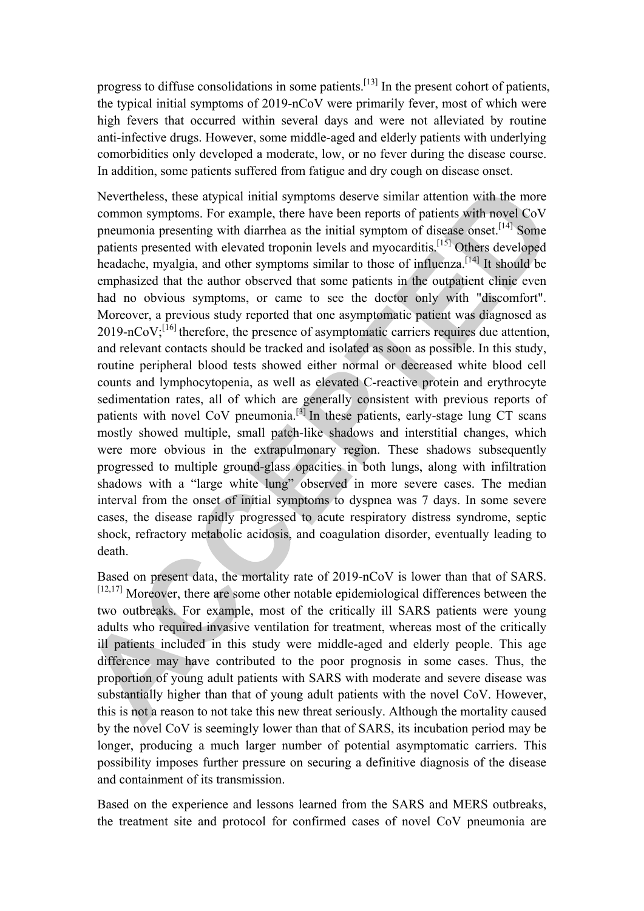progress to diffuse consolidations in some patients.[13] In the present cohort of patients, the typical initial symptoms of 2019-nCoV were primarily fever, most of which were high fevers that occurred within several days and were not alleviated by routine anti-infective drugs. However, some middle-aged and elderly patients with underlying comorbidities only developed a moderate, low, or no fever during the disease course. In addition, some patients suffered from fatigue and dry cough on disease onset.

Nevertheless, these atypical initial symptoms deserve similar attention with the more common symptoms. For example, there have been reports of patients with novel CoV pneumonia presenting with diarrhea as the initial symptom of disease onset.[14] Some patients presented with elevated troponin levels and myocarditis.[15] Others developed headache, myalgia, and other symptoms similar to those of influenza.[14] It should be emphasized that the author observed that some patients in the outpatient clinic even had no obvious symptoms, or came to see the doctor only with "discomfort". Moreover, a previous study reported that one asymptomatic patient was diagnosed as 2019-nCoV;[16] therefore, the presence of asymptomatic carriers requires due attention, and relevant contacts should be tracked and isolated as soon as possible. In this study, routine peripheral blood tests showed either normal or decreased white blood cell counts and lymphocytopenia, as well as elevated C-reactive protein and erythrocyte sedimentation rates, all of which are generally consistent with previous reports of patients with novel CoV pneumonia.[3] In these patients, early-stage lung CT scans mostly showed multiple, small patch-like shadows and interstitial changes, which were more obvious in the extrapulmonary region. These shadows subsequently progressed to multiple ground-glass opacities in both lungs, along with infiltration shadows with a "large white lung" observed in more severe cases. The median interval from the onset of initial symptoms to dyspnea was 7 days. In some severe cases, the disease rapidly progressed to acute respiratory distress syndrome, septic shock, refractory metabolic acidosis, and coagulation disorder, eventually leading to death.

Based on present data, the mortality rate of 2019-nCoV is lower than that of SARS.[12,17] Moreover, there are some other notable epidemiological differences between the two outbreaks. For example, most of the critically ill SARS patients were young adults who required invasive ventilation for treatment, whereas most of the critically ill patients included in this study were middle-aged and elderly people. This age difference may have contributed to the poor prognosis in some cases. Thus, the proportion of young adult patients with SARS with moderate and severe disease was substantially higher than that of young adult patients with the novel CoV. However, this is not a reason to not take this new threat seriously. Although the mortality caused by the novel CoV is seemingly lower than that of SARS, its incubation period may be longer, producing a much larger number of potential asymptomatic carriers. This possibility imposes further pressure on securing a definitive diagnosis of the disease and containment of its transmission.

Based on the experience and lessons learned from the SARS and MERS outbreaks, the treatment site and protocol for confirmed cases of novel CoV pneumonia are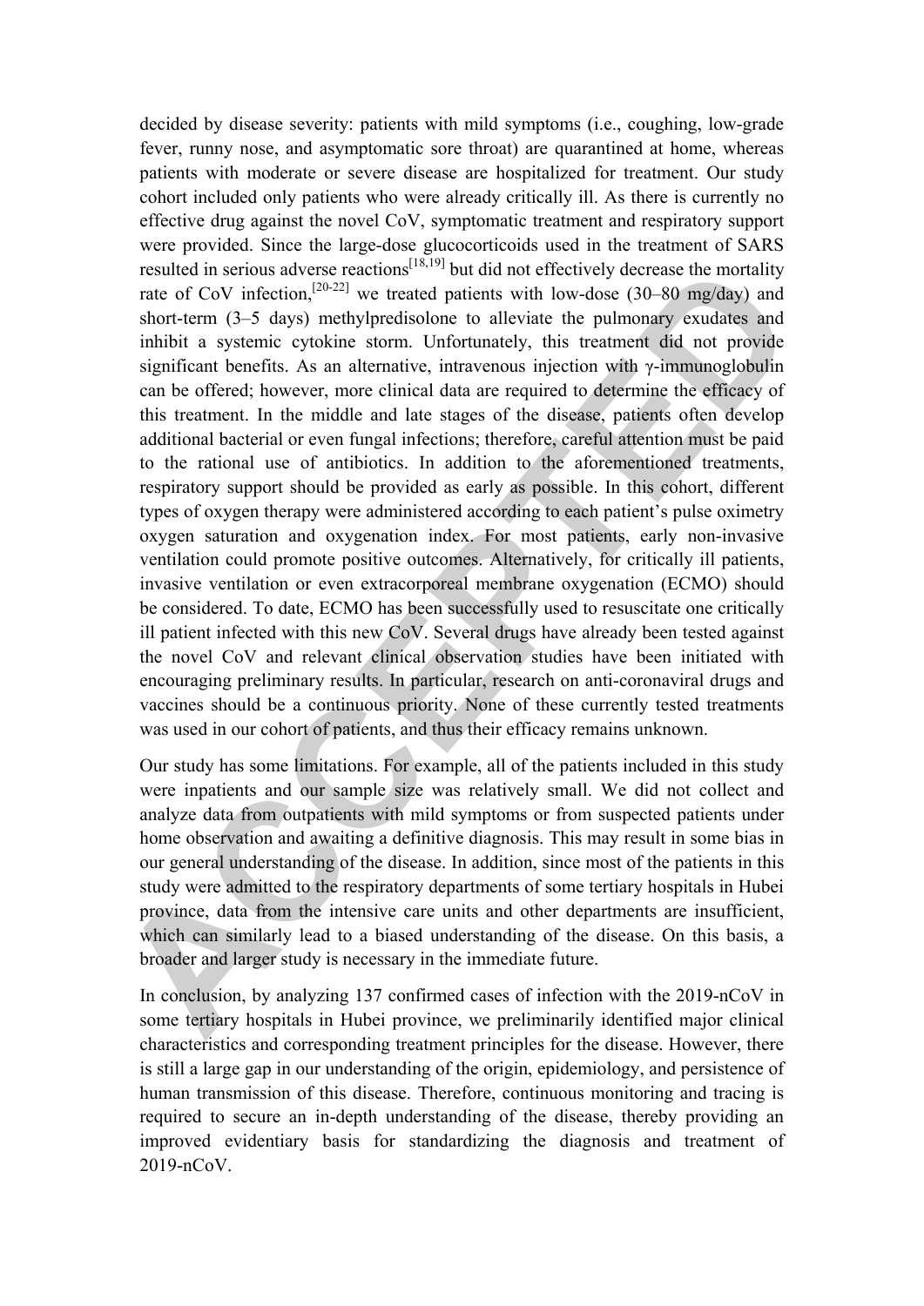decided by disease severity: patients with mild symptoms (i.e., coughing, low-grade fever, runny nose, and asymptomatic sore throat) are quarantined at home, whereas patients with moderate or severe disease are hospitalized for treatment. Our study cohort included only patients who were already critically ill. As there is currently no effective drug against the novel CoV, symptomatic treatment and respiratory support were provided. Since the large-dose glucocorticoids used in the treatment of SARS resulted in serious adverse reactions[18,19] but did not effectively decrease the mortality rate of CoV infection,[20-22] we treated patients with low-dose (30–80 mg/day) and short-term (3–5 days) methylpredisolone to alleviate the pulmonary exudates and inhibit a systemic cytokine storm. Unfortunately, this treatment did not provide significant benefits. As an alternative, intravenous injection with γ-immunoglobulin can be offered; however, more clinical data are required to determine the efficacy of this treatment. In the middle and late stages of the disease, patients often develop additional bacterial or even fungal infections; therefore, careful attention must be paid to the rational use of antibiotics. In addition to the aforementioned treatments, respiratory support should be provided as early as possible. In this cohort, different types of oxygen therapy were administered according to each patient's pulse oximetry oxygen saturation and oxygenation index. For most patients, early non-invasive ventilation could promote positive outcomes. Alternatively, for critically ill patients, invasive ventilation or even extracorporeal membrane oxygenation (ECMO) should be considered. To date, ECMO has been successfully used to resuscitate one critically ill patient infected with this new CoV. Several drugs have already been tested against the novel CoV and relevant clinical observation studies have been initiated with encouraging preliminary results. In particular, research on anti-coronaviral drugs and vaccines should be a continuous priority. None of these currently tested treatments was used in our cohort of patients, and thus their efficacy remains unknown.

Our study has some limitations. For example, all of the patients included in this study were inpatients and our sample size was relatively small. We did not collect and analyze data from outpatients with mild symptoms or from suspected patients under home observation and awaiting a definitive diagnosis. This may result in some bias in our general understanding of the disease. In addition, since most of the patients in this study were admitted to the respiratory departments of some tertiary hospitals in Hubei province, data from the intensive care units and other departments are insufficient, which can similarly lead to a biased understanding of the disease. On this basis, a broader and larger study is necessary in the immediate future.

In conclusion, by analyzing 137 confirmed cases of infection with the 2019-nCoV in some tertiary hospitals in Hubei province, we preliminarily identified major clinical characteristics and corresponding treatment principles for the disease. However, there is still a large gap in our understanding of the origin, epidemiology, and persistence of human transmission of this disease. Therefore, continuous monitoring and tracing is required to secure an in-depth understanding of the disease, thereby providing an improved evidentiary basis for standardizing the diagnosis and treatment of 2019-nCoV.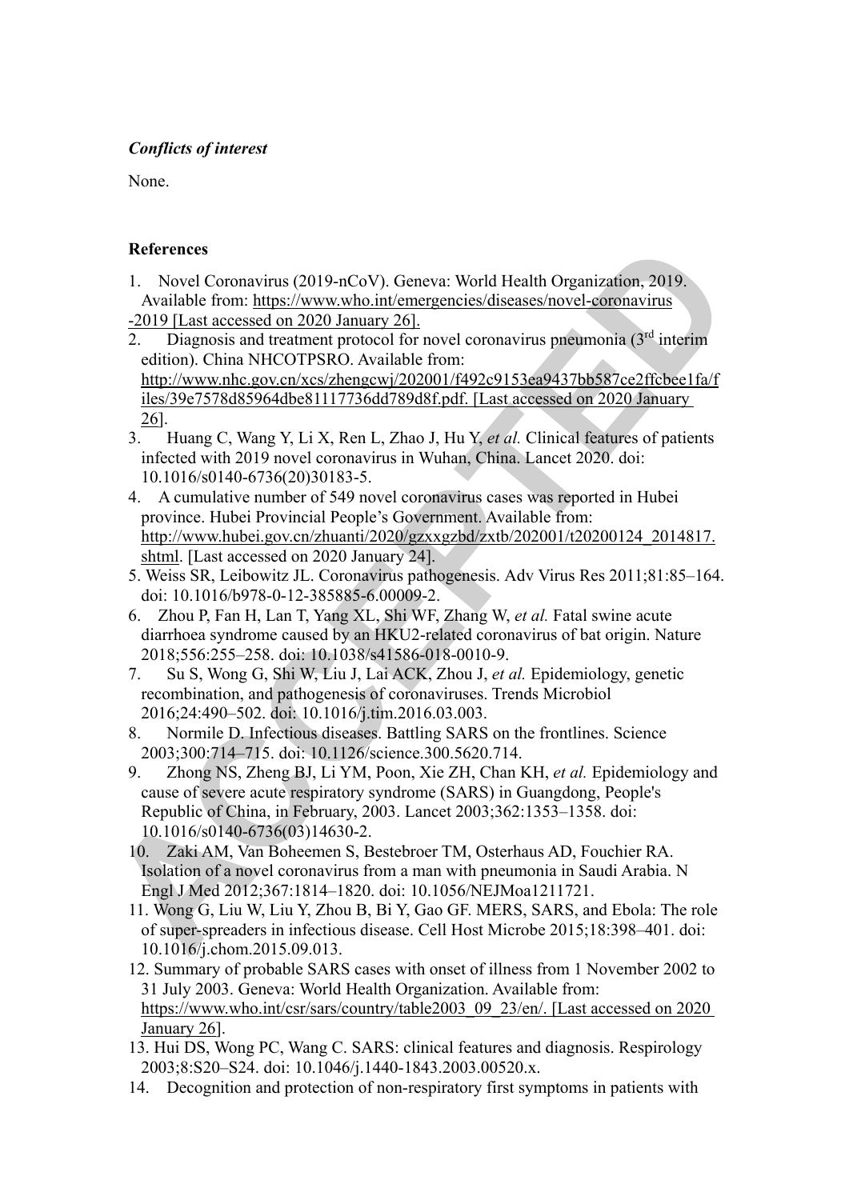*Conflicts of interest*

None.

**References**

1. Novel Coronavirus (2019-nCoV). Geneva: World Health Organization, 2019. Available from: https://www.who.int/emergencies/diseases/novel-coronavirus-2019 [Last accessed on 2020 January 26].
2. Diagnosis and treatment protocol for novel coronavirus pneumonia (3rd interim edition). China NHCOTPSRO. Available from: http://www.nhc.gov.cn/xcs/zhengcwj/202001/f492c9153ea9437bb587ce2ffcbee1fa/files/39e7578d85964dbe81117736dd789d8f.pdf. [Last accessed on 2020 January 26].
3. Huang C, Wang Y, Li X, Ren L, Zhao J, Hu Y, *et al.* Clinical features of patients infected with 2019 novel coronavirus in Wuhan, China. Lancet 2020. doi: 10.1016/s0140-6736(20)30183-5.
4. A cumulative number of 549 novel coronavirus cases was reported in Hubei province. Hubei Provincial People's Government. Available from: http://www.hubei.gov.cn/zhuanti/2020/gzxxgzbd/zxtb/202001/t20200124_2014817.shtml. [Last accessed on 2020 January 24].
5. Weiss SR, Leibowitz JL. Coronavirus pathogenesis. Adv Virus Res 2011;81:85–164. doi: 10.1016/b978-0-12-385885-6.00009-2.
6. Zhou P, Fan H, Lan T, Yang XL, Shi WF, Zhang W, *et al.* Fatal swine acute diarrhoea syndrome caused by an HKU2-related coronavirus of bat origin. Nature 2018;556:255–258. doi: 10.1038/s41586-018-0010-9.
7. Su S, Wong G, Shi W, Liu J, Lai ACK, Zhou J, *et al.* Epidemiology, genetic recombination, and pathogenesis of coronaviruses. Trends Microbiol 2016;24:490–502. doi: 10.1016/j.tim.2016.03.003.
8. Normile D. Infectious diseases. Battling SARS on the frontlines. Science 2003;300:714–715. doi: 10.1126/science.300.5620.714.
9. Zhong NS, Zheng BJ, Li YM, Poon, Xie ZH, Chan KH, *et al.* Epidemiology and cause of severe acute respiratory syndrome (SARS) in Guangdong, People's Republic of China, in February, 2003. Lancet 2003;362:1353–1358. doi: 10.1016/s0140-6736(03)14630-2.
10. Zaki AM, Van Boheemen S, Bestebroer TM, Osterhaus AD, Fouchier RA. Isolation of a novel coronavirus from a man with pneumonia in Saudi Arabia. N Engl J Med 2012;367:1814–1820. doi: 10.1056/NEJMoa1211721.
11. Wong G, Liu W, Liu Y, Zhou B, Bi Y, Gao GF. MERS, SARS, and Ebola: The role of super-spreaders in infectious disease. Cell Host Microbe 2015;18:398–401. doi: 10.1016/j.chom.2015.09.013.
12. Summary of probable SARS cases with onset of illness from 1 November 2002 to 31 July 2003. Geneva: World Health Organization. Available from: https://www.who.int/csr/sars/country/table2003_09_23/en/. [Last accessed on 2020 January 26].
13. Hui DS, Wong PC, Wang C. SARS: clinical features and diagnosis. Respirology 2003;8:S20–S24. doi: 10.1046/j.1440-1843.2003.00520.x.
14. Decognition and protection of non-respiratory first symptoms in patients with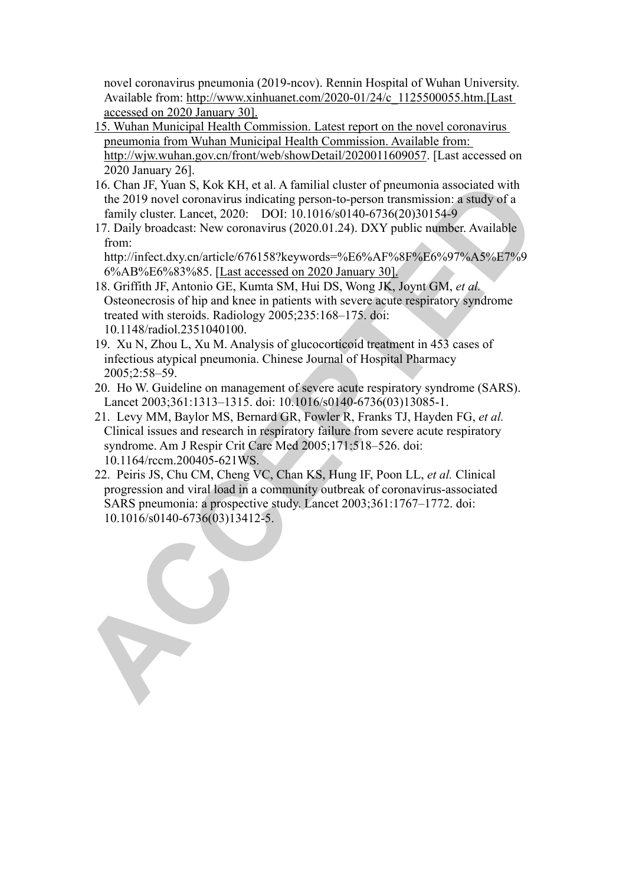novel coronavirus pneumonia (2019-ncov). Rennin Hospital of Wuhan University. Available from: http://www.xinhuanet.com/2020-01/24/c_1125500055.htm.[Last accessed on 2020 January 30].

15. Wuhan Municipal Health Commission. Latest report on the novel coronavirus pneumonia from Wuhan Municipal Health Commission. Available from: http://wjw.wuhan.gov.cn/front/web/showDetail/2020011609057. [Last accessed on 2020 January 26].
16. Chan JF, Yuan S, Kok KH, et al. A familial cluster of pneumonia associated with the 2019 novel coronavirus indicating person-to-person transmission: a study of a family cluster. Lancet, 2020: DOI: 10.1016/s0140-6736(20)30154-9
17. Daily broadcast: New coronavirus (2020.01.24). DXY public number. Available from: http://infect.dxy.cn/article/676158?keywords=%E6%AF%8F%E6%97%A5%E7%96%AB%E6%83%85. [Last accessed on 2020 January 30].
18. Griffith JF, Antonio GE, Kumta SM, Hui DS, Wong JK, Joynt GM, *et al.* Osteonecrosis of hip and knee in patients with severe acute respiratory syndrome treated with steroids. Radiology 2005;235:168–175. doi: 10.1148/radiol.2351040100.
19. Xu N, Zhou L, Xu M. Analysis of glucocorticoid treatment in 453 cases of infectious atypical pneumonia. Chinese Journal of Hospital Pharmacy 2005;2:58–59.
20. Ho W. Guideline on management of severe acute respiratory syndrome (SARS). Lancet 2003;361:1313–1315. doi: 10.1016/s0140-6736(03)13085-1.
21. Levy MM, Baylor MS, Bernard GR, Fowler R, Franks TJ, Hayden FG, *et al.* Clinical issues and research in respiratory failure from severe acute respiratory syndrome. Am J Respir Crit Care Med 2005;171:518–526. doi: 10.1164/rccm.200405-621WS.
22. Peiris JS, Chu CM, Cheng VC, Chan KS, Hung IF, Poon LL, *et al.* Clinical progression and viral load in a community outbreak of coronavirus-associated SARS pneumonia: a prospective study. Lancet 2003;361:1767–1772. doi: 10.1016/s0140-6736(03)13412-5.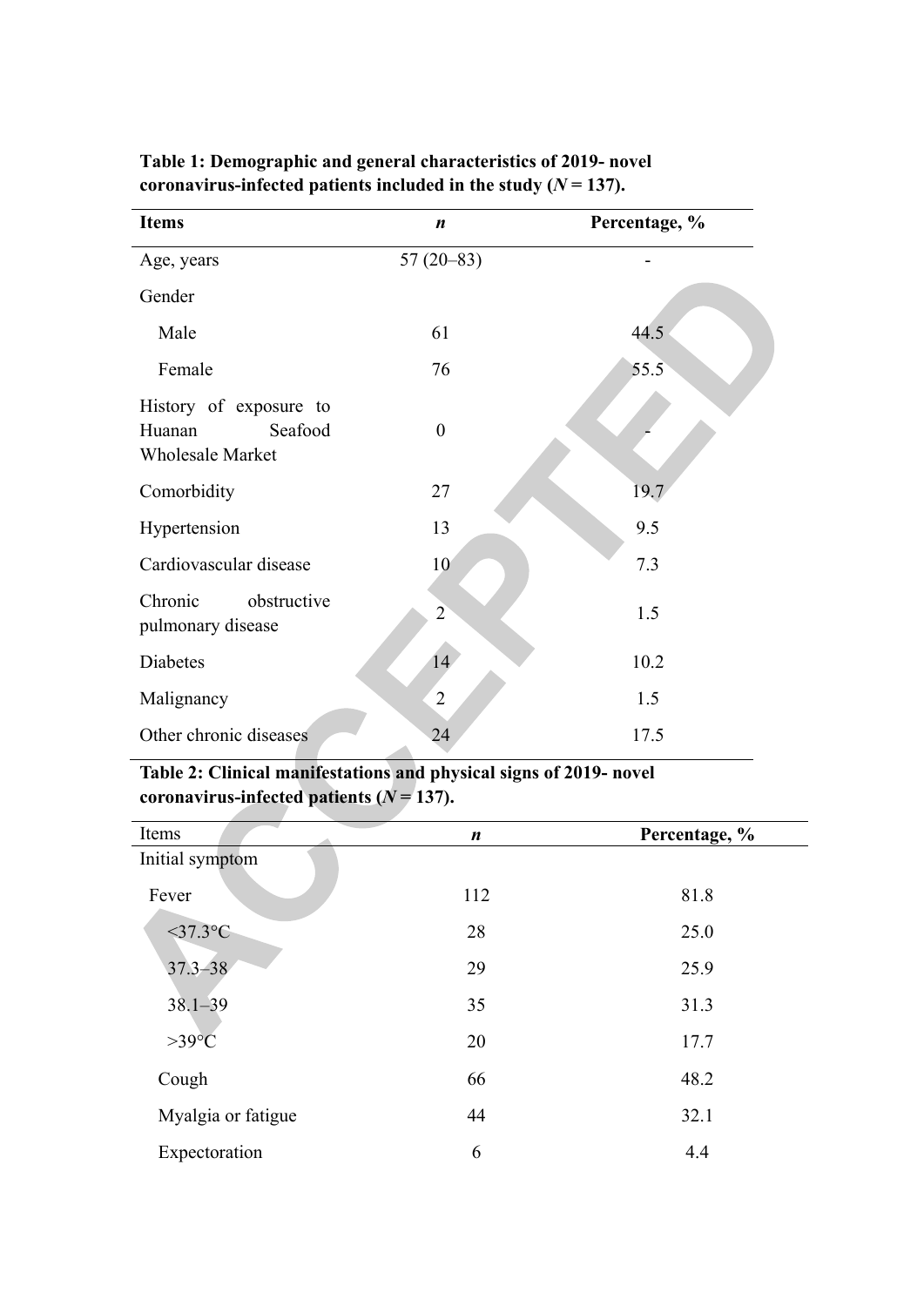**Table 1: Demographic and general characteristics of 2019- novel coronavirus-infected patients included in the study (*N* = 137).**

| Items | *n* | Percentage, % |
|---|---|---|
| Age, years | 57 (20–83) | - |
| Gender | | |
| Male | 61 | 44.5 |
| Female | 76 | 55.5 |
| History of exposure to Huanan Seafood Wholesale Market | 0 | - |
| Comorbidity | 27 | 19.7 |
| Hypertension | 13 | 9.5 |
| Cardiovascular disease | 10 | 7.3 |
| Chronic obstructive pulmonary disease | 2 | 1.5 |
| Diabetes | 14 | 10.2 |
| Malignancy | 2 | 1.5 |
| Other chronic diseases | 24 | 17.5 |

**Table 2: Clinical manifestations and physical signs of 2019- novel coronavirus-infected patients (*N* = 137).**

| Items | *n* | Percentage, % |
|---|---|---|
| Initial symptom | | |
| Fever | 112 | 81.8 |
| <37.3°C | 28 | 25.0 |
| 37.3–38 | 29 | 25.9 |
| 38.1–39 | 35 | 31.3 |
| >39°C | 20 | 17.7 |
| Cough | 66 | 48.2 |
| Myalgia or fatigue | 44 | 32.1 |
| Expectoration | 6 | 4.4 |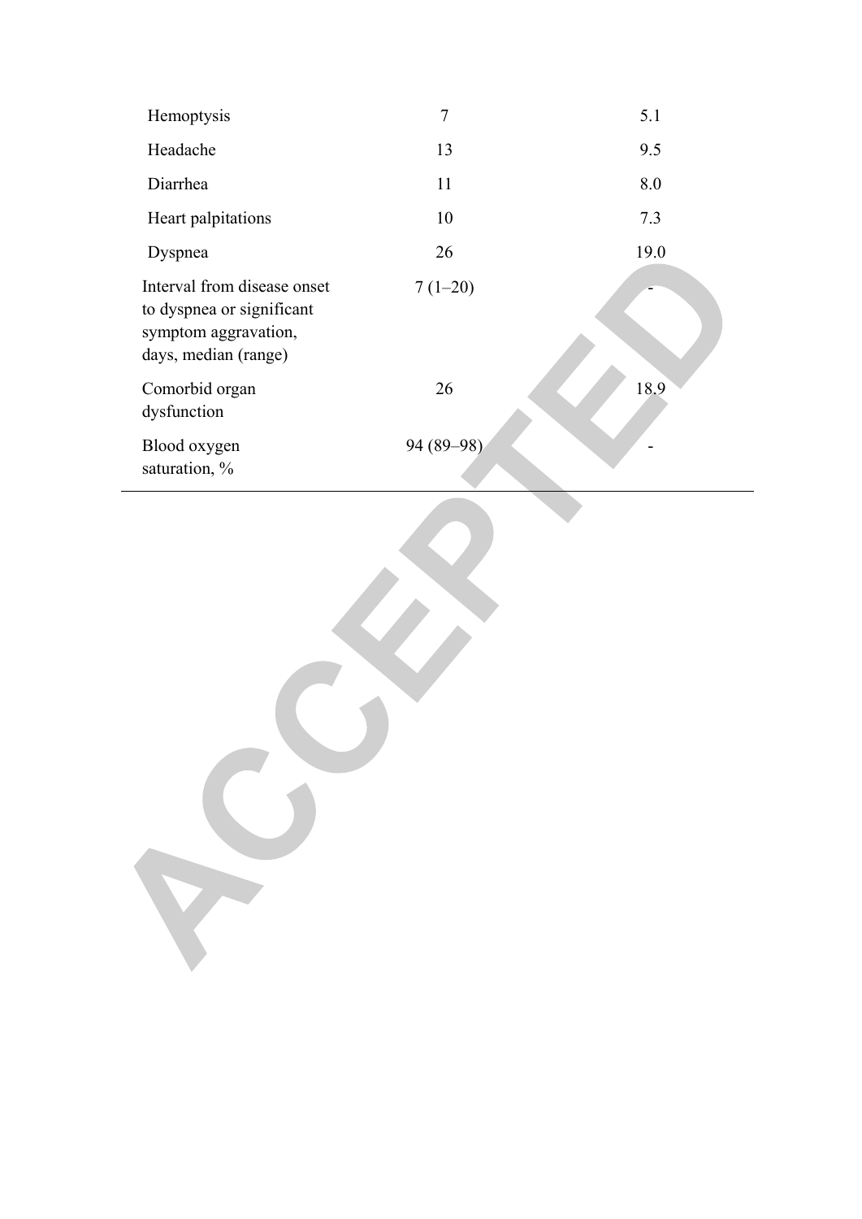| | | |
|---|---|---|
| Hemoptysis | 7 | 5.1 |
| Headache | 13 | 9.5 |
| Diarrhea | 11 | 8.0 |
| Heart palpitations | 10 | 7.3 |
| Dyspnea | 26 | 19.0 |
| Interval from disease onset to dyspnea or significant symptom aggravation, days, median (range) | 7 (1–20) | - |
| Comorbid organ dysfunction | 26 | 18.9 |
| Blood oxygen saturation, % | 94 (89–98) | - |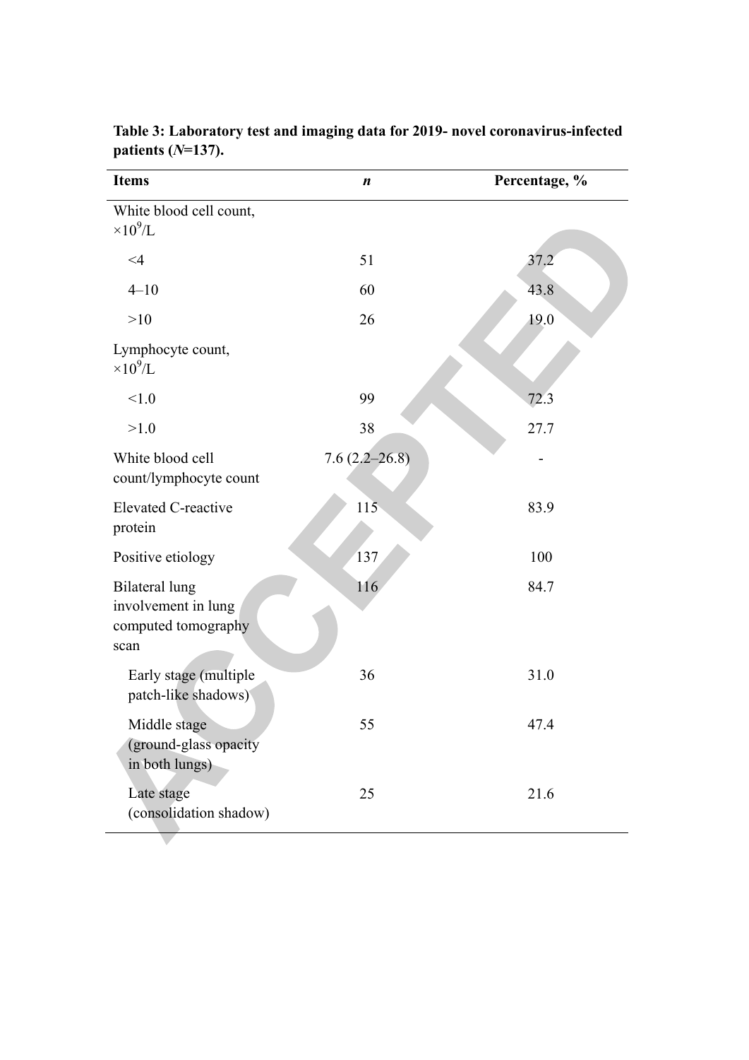**Table 3: Laboratory test and imaging data for 2019- novel coronavirus-infected patients (*N*=137).**

| Items | *n* | Percentage, % |
|---|---|---|
| White blood cell count, $\times 10^9$/L | | |
| <4 | 51 | 37.2 |
| 4–10 | 60 | 43.8 |
| >10 | 26 | 19.0 |
| Lymphocyte count, $\times 10^9$/L | | |
| <1.0 | 99 | 72.3 |
| >1.0 | 38 | 27.7 |
| White blood cell count/lymphocyte count | 7.6 (2.2–26.8) | - |
| Elevated C-reactive protein | 115 | 83.9 |
| Positive etiology | 137 | 100 |
| Bilateral lung involvement in lung computed tomography scan | 116 | 84.7 |
| Early stage (multiple patch-like shadows) | 36 | 31.0 |
| Middle stage (ground-glass opacity in both lungs) | 55 | 47.4 |
| Late stage (consolidation shadow) | 25 | 21.6 |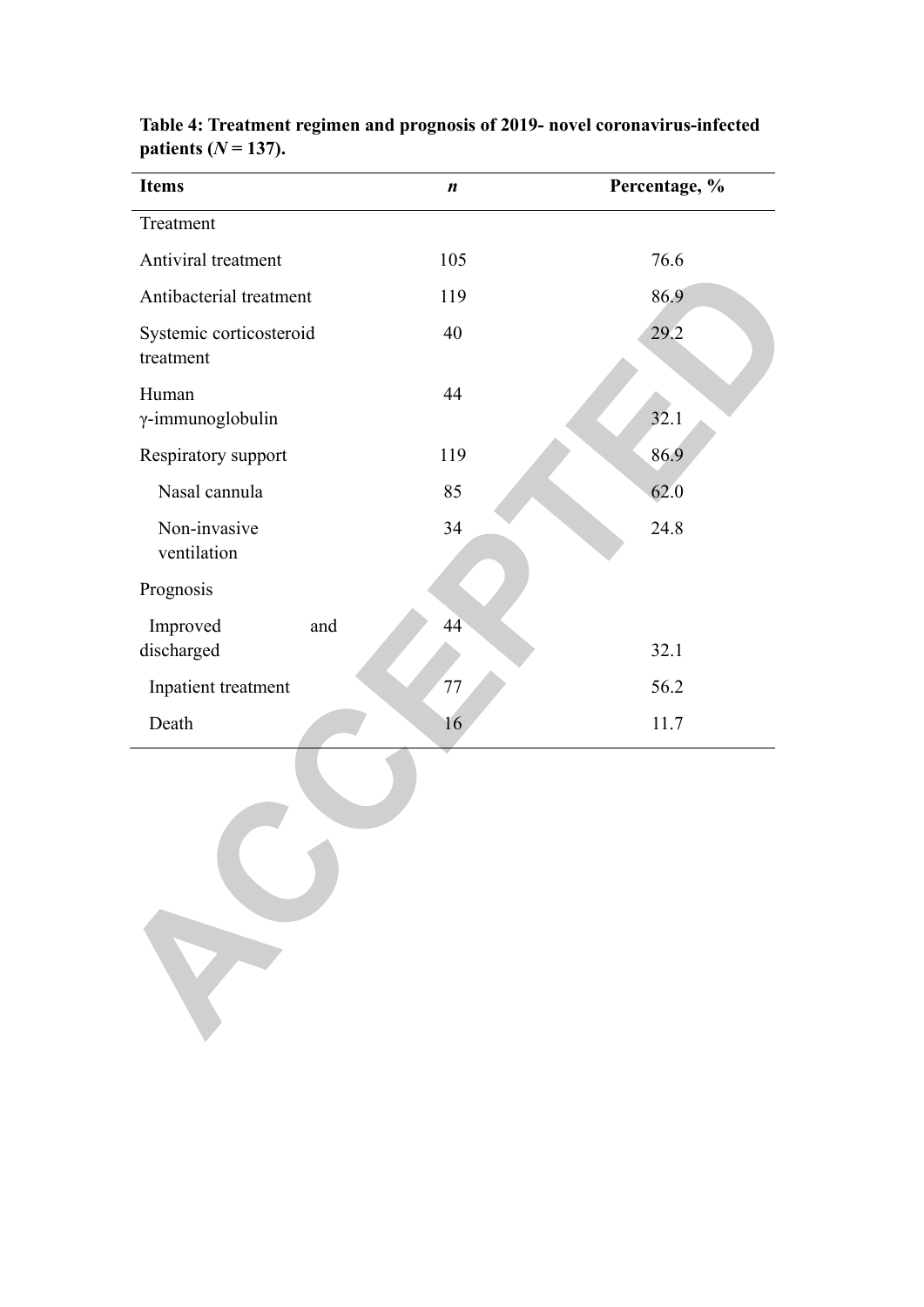**Table 4: Treatment regimen and prognosis of 2019- novel coronavirus-infected patients ($N$ = 137).**

| Items | *n* | Percentage, % |
|---|---|---|
| Treatment | | |
| Antiviral treatment | 105 | 76.6 |
| Antibacterial treatment | 119 | 86.9 |
| Systemic corticosteroid treatment | 40 | 29.2 |
| Human γ-immunoglobulin | 44 | 32.1 |
| Respiratory support | 119 | 86.9 |
| Nasal cannula | 85 | 62.0 |
| Non-invasive ventilation | 34 | 24.8 |
| Prognosis | | |
| Improved and discharged | 44 | 32.1 |
| Inpatient treatment | 77 | 56.2 |
| Death | 16 | 11.7 |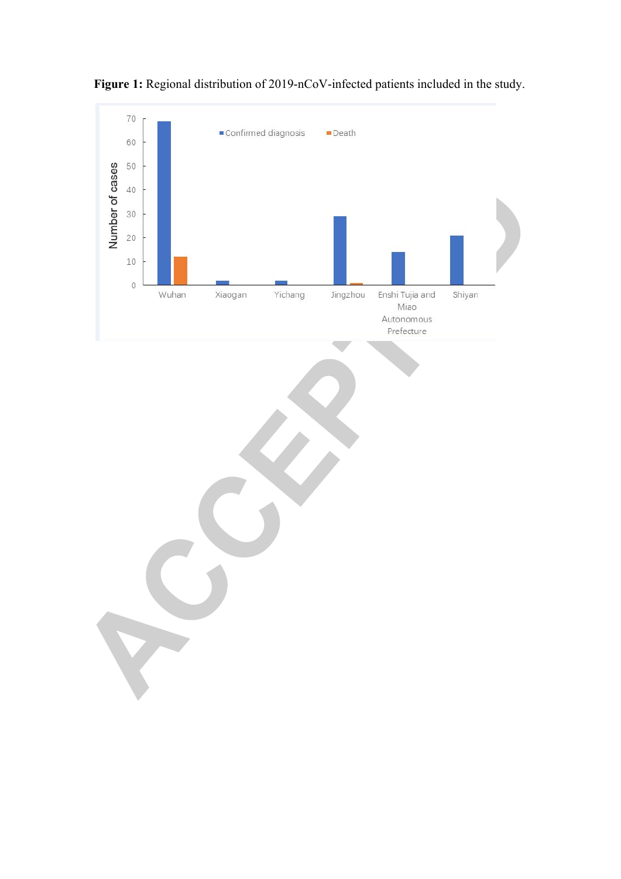**Figure 1:** Regional distribution of 2019-nCoV-infected patients included in the study.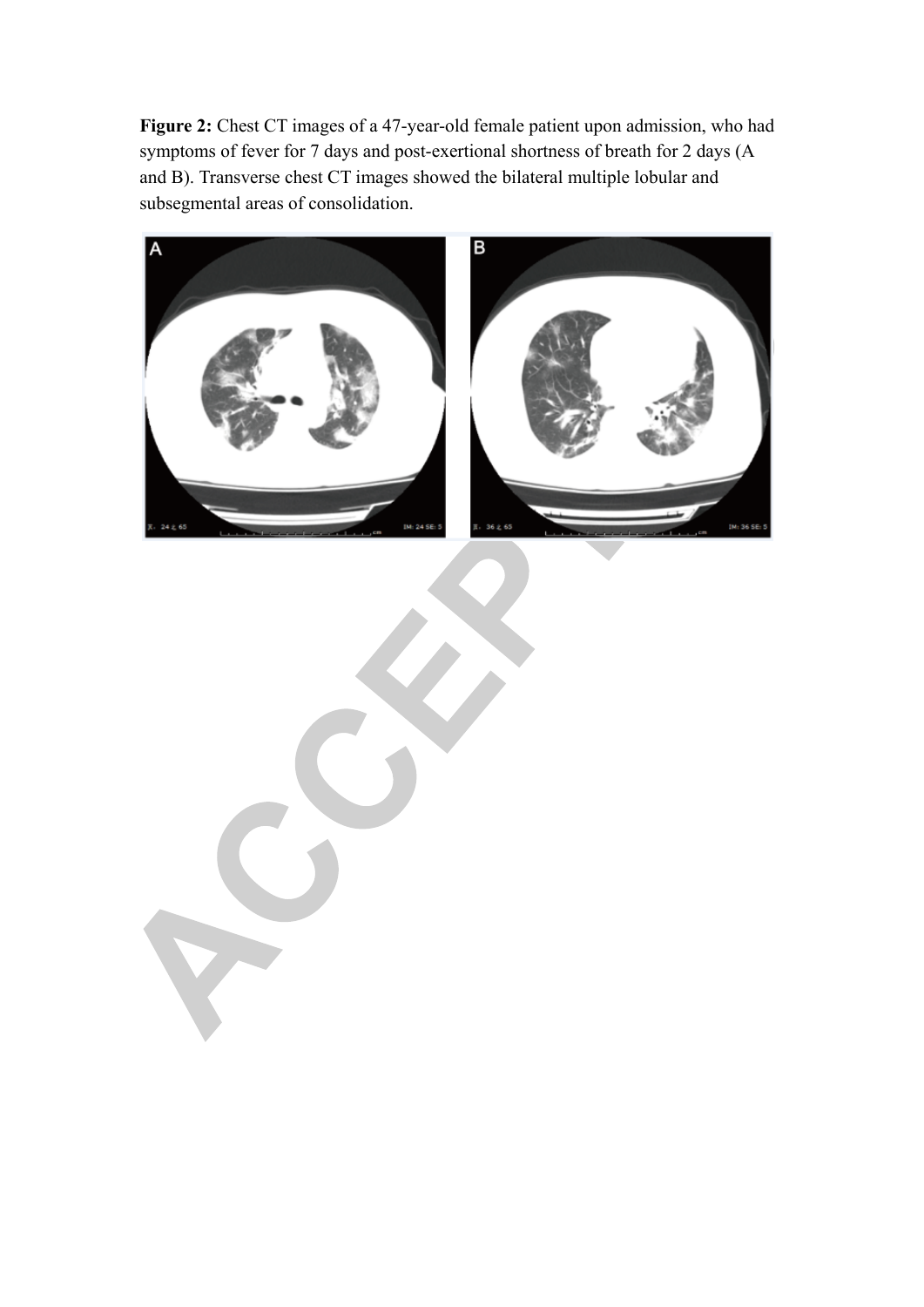**Figure 2:** Chest CT images of a 47-year-old female patient upon admission, who had symptoms of fever for 7 days and post-exertional shortness of breath for 2 days (A and B). Transverse chest CT images showed the bilateral multiple lobular and subsegmental areas of consolidation.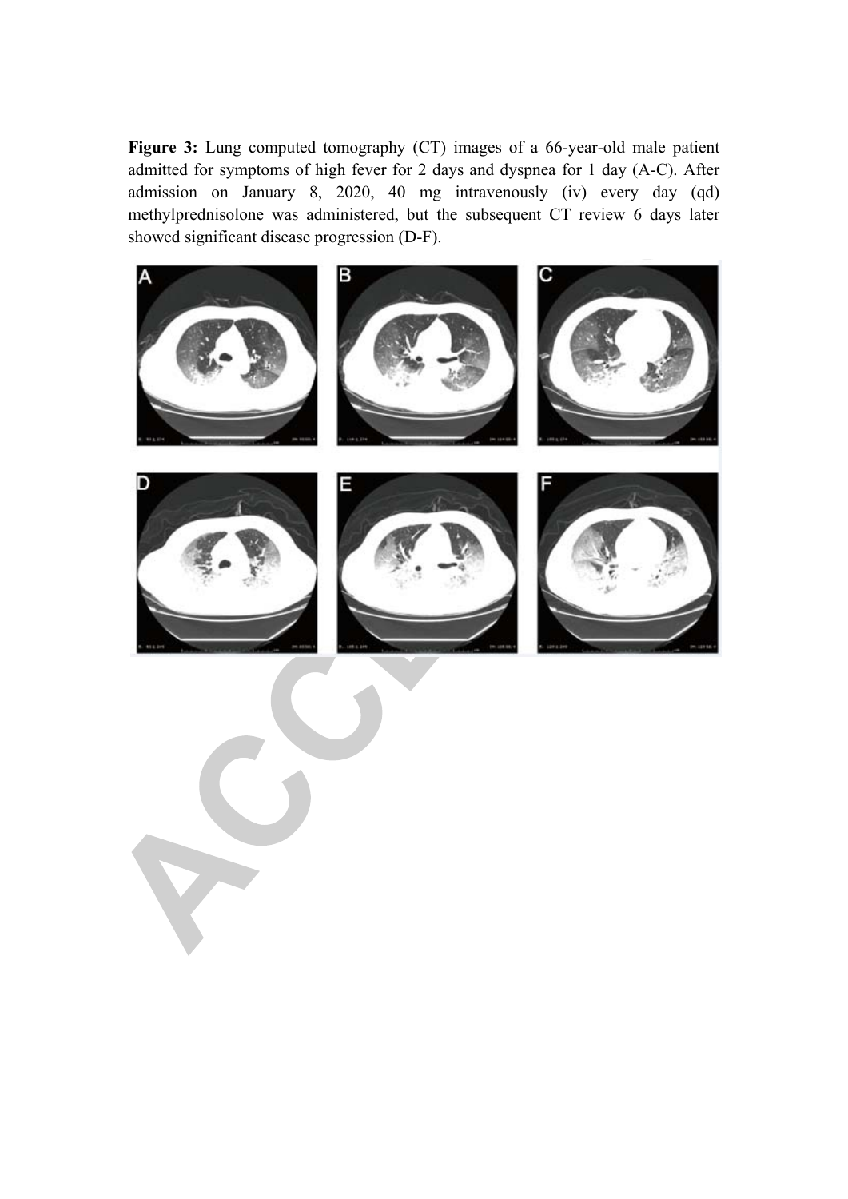**Figure 3:** Lung computed tomography (CT) images of a 66-year-old male patient admitted for symptoms of high fever for 2 days and dyspnea for 1 day (A-C). After admission on January 8, 2020, 40 mg intravenously (iv) every day (qd) methylprednisolone was administered, but the subsequent CT review 6 days later showed significant disease progression (D-F).